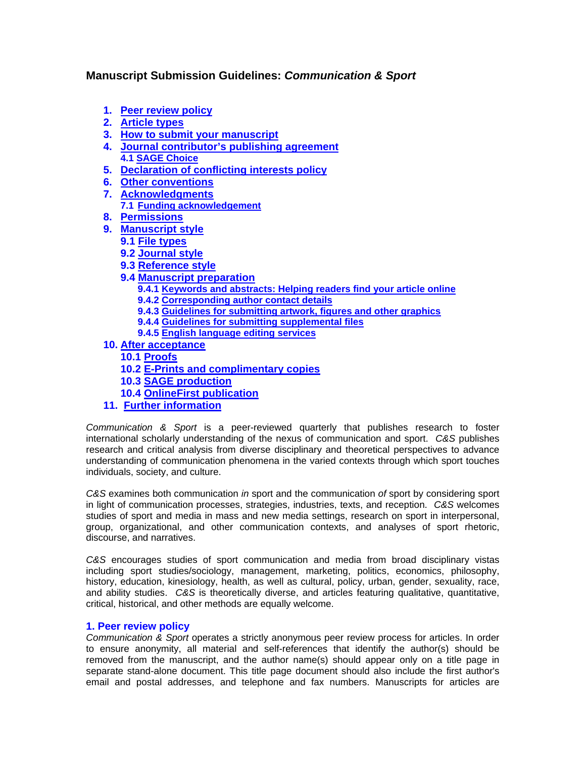## Manuscript Submission Guidelines: *Communication & Sport*

1. **Peer review policy**
2. **Article types**
3. **How to submit your manuscript**
4. **Journal contributor's publishing agreement**
   - **4.1 SAGE Choice**
5. **Declaration of conflicting interests policy**
6. **Other conventions**
7. **Acknowledgments**
   - **7.1 Funding acknowledgement**
8. **Permissions**
9. **Manuscript style**
   - **9.1 File types**
   - **9.2 Journal style**
   - **9.3 Reference style**
   - **9.4 Manuscript preparation**
     - **9.4.1 Keywords and abstracts: Helping readers find your article online**
     - **9.4.2 Corresponding author contact details**
     - **9.4.3 Guidelines for submitting artwork, figures and other graphics**
     - **9.4.4 Guidelines for submitting supplemental files**
     - **9.4.5 English language editing services**
10. **After acceptance**
    - **10.1 Proofs**
    - **10.2 E-Prints and complimentary copies**
    - **10.3 SAGE production**
    - **10.4 OnlineFirst publication**
11. **Further information**

*Communication & Sport* is a peer-reviewed quarterly that publishes research to foster international scholarly understanding of the nexus of communication and sport. *C&S* publishes research and critical analysis from diverse disciplinary and theoretical perspectives to advance understanding of communication phenomena in the varied contexts through which sport touches individuals, society, and culture.

*C&S* examines both communication *in* sport and the communication *of* sport by considering sport in light of communication processes, strategies, industries, texts, and reception. *C&S* welcomes studies of sport and media in mass and new media settings, research on sport in interpersonal, group, organizational, and other communication contexts, and analyses of sport rhetoric, discourse, and narratives.

*C&S* encourages studies of sport communication and media from broad disciplinary vistas including sport studies/sociology, management, marketing, politics, economics, philosophy, history, education, kinesiology, health, as well as cultural, policy, urban, gender, sexuality, race, and ability studies. *C&S* is theoretically diverse, and articles featuring qualitative, quantitative, critical, historical, and other methods are equally welcome.

### 1. Peer review policy

*Communication & Sport* operates a strictly anonymous peer review process for articles. In order to ensure anonymity, all material and self-references that identify the author(s) should be removed from the manuscript, and the author name(s) should appear only on a title page in separate stand-alone document. This title page document should also include the first author's email and postal addresses, and telephone and fax numbers. Manuscripts for articles are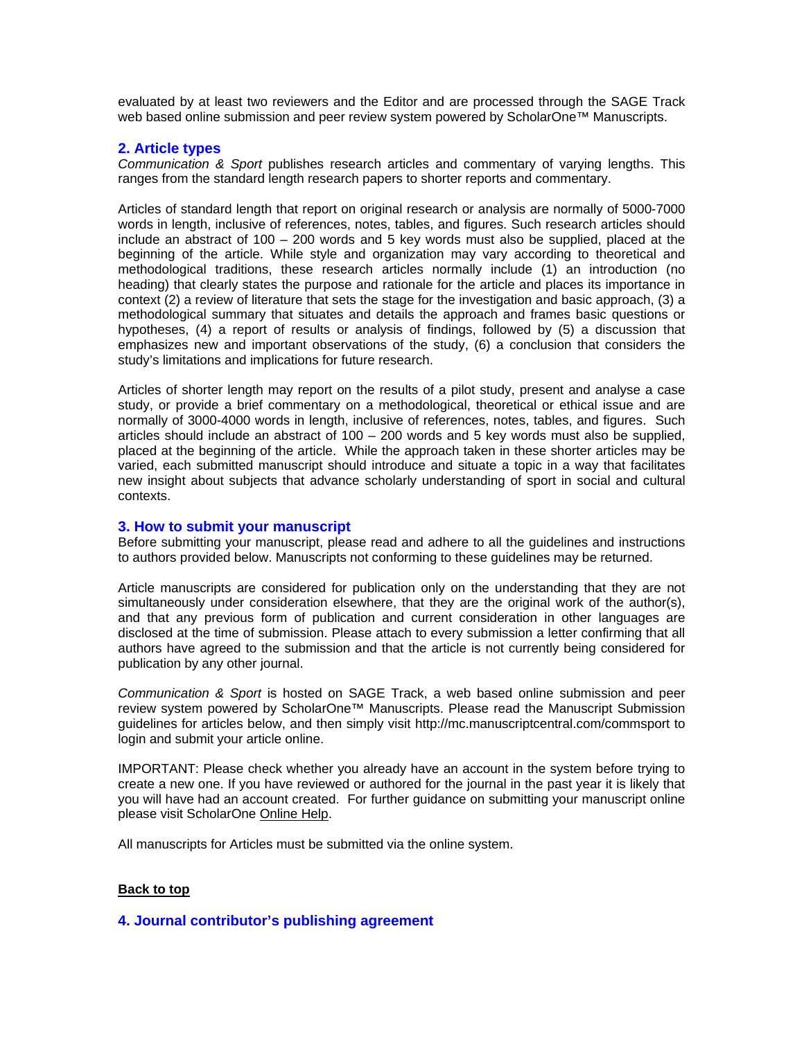evaluated by at least two reviewers and the Editor and are processed through the SAGE Track web based online submission and peer review system powered by ScholarOne™ Manuscripts.

## 2. Article types

*Communication & Sport* publishes research articles and commentary of varying lengths. This ranges from the standard length research papers to shorter reports and commentary.

Articles of standard length that report on original research or analysis are normally of 5000-7000 words in length, inclusive of references, notes, tables, and figures. Such research articles should include an abstract of 100 – 200 words and 5 key words must also be supplied, placed at the beginning of the article. While style and organization may vary according to theoretical and methodological traditions, these research articles normally include (1) an introduction (no heading) that clearly states the purpose and rationale for the article and places its importance in context (2) a review of literature that sets the stage for the investigation and basic approach, (3) a methodological summary that situates and details the approach and frames basic questions or hypotheses, (4) a report of results or analysis of findings, followed by (5) a discussion that emphasizes new and important observations of the study, (6) a conclusion that considers the study's limitations and implications for future research.

Articles of shorter length may report on the results of a pilot study, present and analyse a case study, or provide a brief commentary on a methodological, theoretical or ethical issue and are normally of 3000-4000 words in length, inclusive of references, notes, tables, and figures. Such articles should include an abstract of 100 – 200 words and 5 key words must also be supplied, placed at the beginning of the article. While the approach taken in these shorter articles may be varied, each submitted manuscript should introduce and situate a topic in a way that facilitates new insight about subjects that advance scholarly understanding of sport in social and cultural contexts.

## 3. How to submit your manuscript

Before submitting your manuscript, please read and adhere to all the guidelines and instructions to authors provided below. Manuscripts not conforming to these guidelines may be returned.

Article manuscripts are considered for publication only on the understanding that they are not simultaneously under consideration elsewhere, that they are the original work of the author(s), and that any previous form of publication and current consideration in other languages are disclosed at the time of submission. Please attach to every submission a letter confirming that all authors have agreed to the submission and that the article is not currently being considered for publication by any other journal.

*Communication & Sport* is hosted on SAGE Track, a web based online submission and peer review system powered by ScholarOne™ Manuscripts. Please read the Manuscript Submission guidelines for articles below, and then simply visit http://mc.manuscriptcentral.com/commsport to login and submit your article online.

IMPORTANT: Please check whether you already have an account in the system before trying to create a new one. If you have reviewed or authored for the journal in the past year it is likely that you will have had an account created. For further guidance on submitting your manuscript online please visit ScholarOne Online Help.

All manuscripts for Articles must be submitted via the online system.

**Back to top**

## 4. Journal contributor's publishing agreement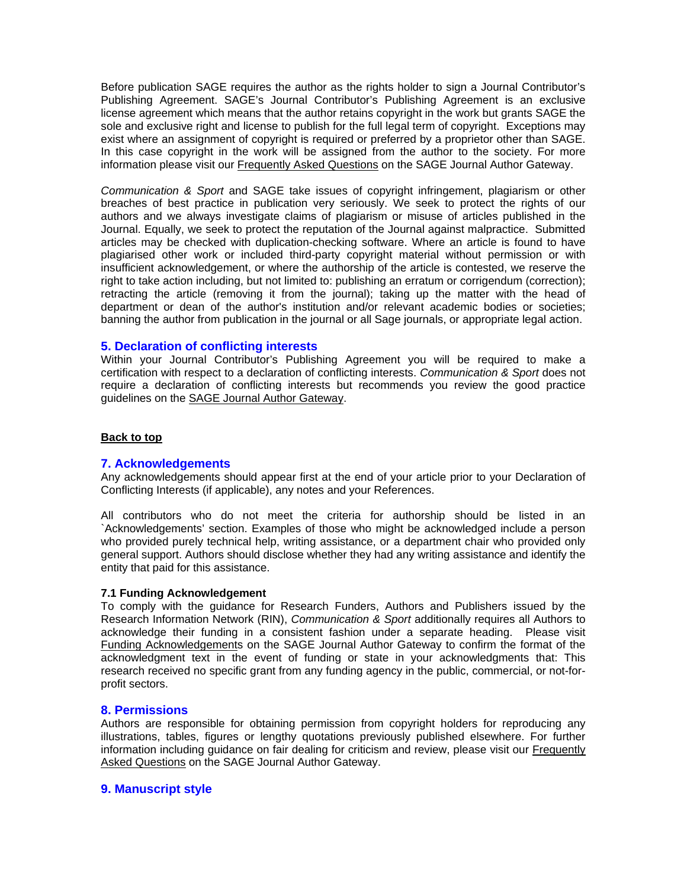Before publication SAGE requires the author as the rights holder to sign a Journal Contributor's Publishing Agreement. SAGE's Journal Contributor's Publishing Agreement is an exclusive license agreement which means that the author retains copyright in the work but grants SAGE the sole and exclusive right and license to publish for the full legal term of copyright. Exceptions may exist where an assignment of copyright is required or preferred by a proprietor other than SAGE. In this case copyright in the work will be assigned from the author to the society. For more information please visit our Frequently Asked Questions on the SAGE Journal Author Gateway.

*Communication & Sport* and SAGE take issues of copyright infringement, plagiarism or other breaches of best practice in publication very seriously. We seek to protect the rights of our authors and we always investigate claims of plagiarism or misuse of articles published in the Journal. Equally, we seek to protect the reputation of the Journal against malpractice. Submitted articles may be checked with duplication-checking software. Where an article is found to have plagiarised other work or included third-party copyright material without permission or with insufficient acknowledgement, or where the authorship of the article is contested, we reserve the right to take action including, but not limited to: publishing an erratum or corrigendum (correction); retracting the article (removing it from the journal); taking up the matter with the head of department or dean of the author's institution and/or relevant academic bodies or societies; banning the author from publication in the journal or all Sage journals, or appropriate legal action.

## 5. Declaration of conflicting interests

Within your Journal Contributor's Publishing Agreement you will be required to make a certification with respect to a declaration of conflicting interests. *Communication & Sport* does not require a declaration of conflicting interests but recommends you review the good practice guidelines on the SAGE Journal Author Gateway.

**Back to top**

## 7. Acknowledgements

Any acknowledgements should appear first at the end of your article prior to your Declaration of Conflicting Interests (if applicable), any notes and your References.

All contributors who do not meet the criteria for authorship should be listed in an `Acknowledgements' section. Examples of those who might be acknowledged include a person who provided purely technical help, writing assistance, or a department chair who provided only general support. Authors should disclose whether they had any writing assistance and identify the entity that paid for this assistance.

### 7.1 Funding Acknowledgement

To comply with the guidance for Research Funders, Authors and Publishers issued by the Research Information Network (RIN), *Communication & Sport* additionally requires all Authors to acknowledge their funding in a consistent fashion under a separate heading. Please visit Funding Acknowledgements on the SAGE Journal Author Gateway to confirm the format of the acknowledgment text in the event of funding or state in your acknowledgments that: This research received no specific grant from any funding agency in the public, commercial, or not-for-profit sectors.

## 8. Permissions

Authors are responsible for obtaining permission from copyright holders for reproducing any illustrations, tables, figures or lengthy quotations previously published elsewhere. For further information including guidance on fair dealing for criticism and review, please visit our Frequently Asked Questions on the SAGE Journal Author Gateway.

## 9. Manuscript style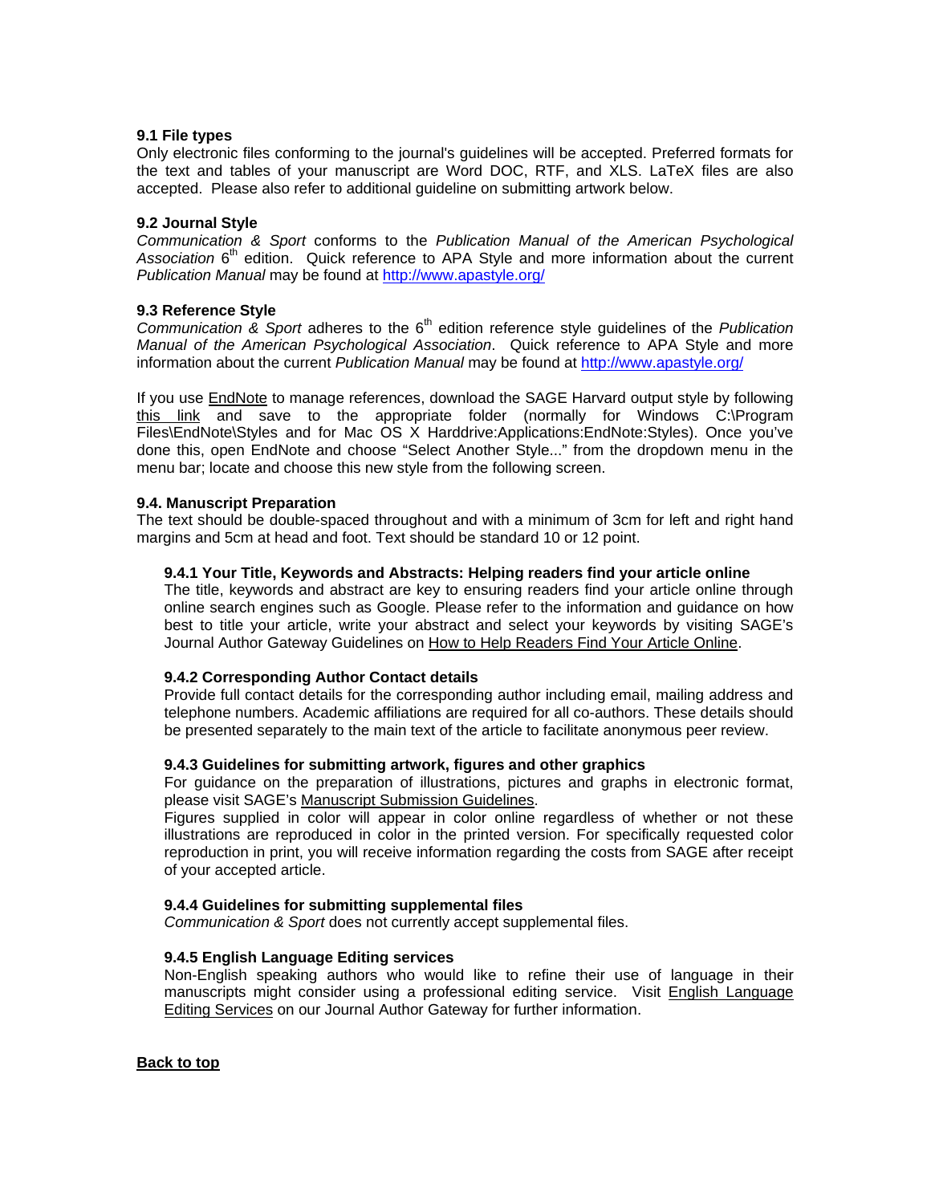### 9.1 File types

Only electronic files conforming to the journal's guidelines will be accepted. Preferred formats for the text and tables of your manuscript are Word DOC, RTF, and XLS. LaTeX files are also accepted. Please also refer to additional guideline on submitting artwork below.

### 9.2 Journal Style

*Communication & Sport* conforms to the *Publication Manual of the American Psychological Association* 6th edition. Quick reference to APA Style and more information about the current *Publication Manual* may be found at http://www.apastyle.org/

### 9.3 Reference Style

*Communication & Sport* adheres to the 6th edition reference style guidelines of the *Publication Manual of the American Psychological Association*. Quick reference to APA Style and more information about the current *Publication Manual* may be found at http://www.apastyle.org/

If you use EndNote to manage references, download the SAGE Harvard output style by following this link and save to the appropriate folder (normally for Windows C:\Program Files\EndNote\Styles and for Mac OS X Harddrive:Applications:EndNote:Styles). Once you've done this, open EndNote and choose "Select Another Style..." from the dropdown menu in the menu bar; locate and choose this new style from the following screen.

### 9.4. Manuscript Preparation

The text should be double-spaced throughout and with a minimum of 3cm for left and right hand margins and 5cm at head and foot. Text should be standard 10 or 12 point.

#### 9.4.1 Your Title, Keywords and Abstracts: Helping readers find your article online

The title, keywords and abstract are key to ensuring readers find your article online through online search engines such as Google. Please refer to the information and guidance on how best to title your article, write your abstract and select your keywords by visiting SAGE's Journal Author Gateway Guidelines on How to Help Readers Find Your Article Online.

#### 9.4.2 Corresponding Author Contact details

Provide full contact details for the corresponding author including email, mailing address and telephone numbers. Academic affiliations are required for all co-authors. These details should be presented separately to the main text of the article to facilitate anonymous peer review.

#### 9.4.3 Guidelines for submitting artwork, figures and other graphics

For guidance on the preparation of illustrations, pictures and graphs in electronic format, please visit SAGE's Manuscript Submission Guidelines.

Figures supplied in color will appear in color online regardless of whether or not these illustrations are reproduced in color in the printed version. For specifically requested color reproduction in print, you will receive information regarding the costs from SAGE after receipt of your accepted article.

#### 9.4.4 Guidelines for submitting supplemental files

*Communication & Sport* does not currently accept supplemental files.

#### 9.4.5 English Language Editing services

Non-English speaking authors who would like to refine their use of language in their manuscripts might consider using a professional editing service. Visit English Language Editing Services on our Journal Author Gateway for further information.

**Back to top**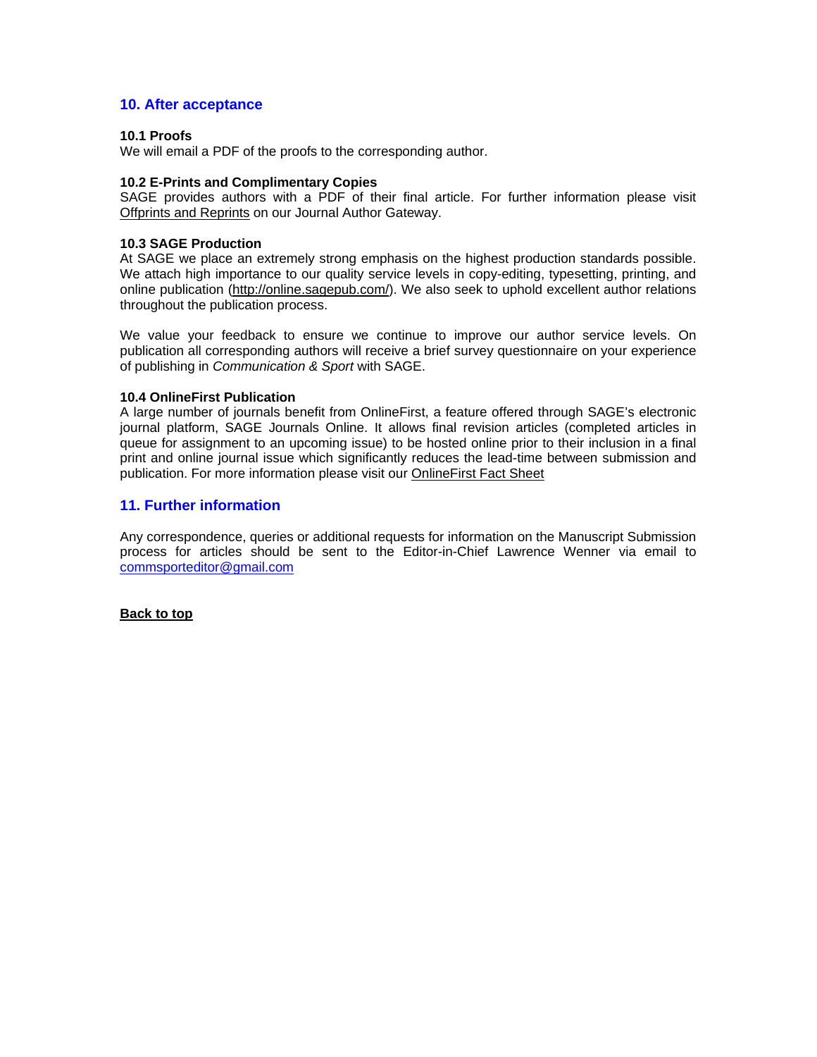## 10. After acceptance

### 10.1 Proofs

We will email a PDF of the proofs to the corresponding author.

### 10.2 E-Prints and Complimentary Copies

SAGE provides authors with a PDF of their final article. For further information please visit Offprints and Reprints on our Journal Author Gateway.

### 10.3 SAGE Production

At SAGE we place an extremely strong emphasis on the highest production standards possible. We attach high importance to our quality service levels in copy-editing, typesetting, printing, and online publication (http://online.sagepub.com/). We also seek to uphold excellent author relations throughout the publication process.

We value your feedback to ensure we continue to improve our author service levels. On publication all corresponding authors will receive a brief survey questionnaire on your experience of publishing in *Communication & Sport* with SAGE.

### 10.4 OnlineFirst Publication

A large number of journals benefit from OnlineFirst, a feature offered through SAGE's electronic journal platform, SAGE Journals Online. It allows final revision articles (completed articles in queue for assignment to an upcoming issue) to be hosted online prior to their inclusion in a final print and online journal issue which significantly reduces the lead-time between submission and publication. For more information please visit our OnlineFirst Fact Sheet

## 11. Further information

Any correspondence, queries or additional requests for information on the Manuscript Submission process for articles should be sent to the Editor-in-Chief Lawrence Wenner via email to commsporteditor@gmail.com

**Back to top**